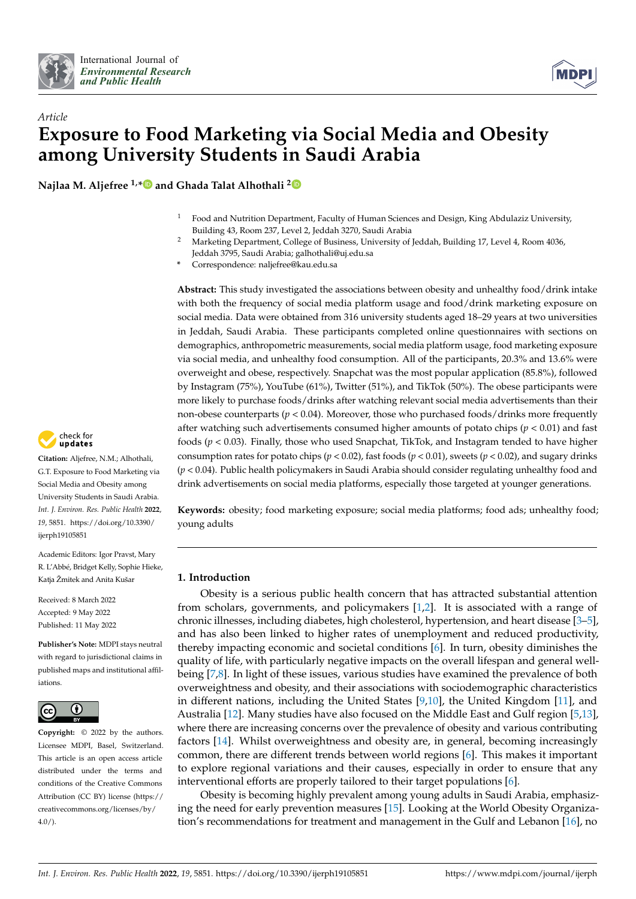*Article*

# Exposure to Food Marketing via Social Media and Obesity among University Students in Saudi Arabia

**Najlaa M. Aljefree [1,*] and Ghada Talat Alhothali [2]**

[1] Food and Nutrition Department, Faculty of Human Sciences and Design, King Abdulaziz University, Building 43, Room 237, Level 2, Jeddah 3270, Saudi Arabia
[2] Marketing Department, College of Business, University of Jeddah, Building 17, Level 4, Room 4036, Jeddah 3795, Saudi Arabia; galhothali@uj.edu.sa
* Correspondence: naljefree@kau.edu.sa

**Abstract:** This study investigated the associations between obesity and unhealthy food/drink intake with both the frequency of social media platform usage and food/drink marketing exposure on social media. Data were obtained from 316 university students aged 18–29 years at two universities in Jeddah, Saudi Arabia. These participants completed online questionnaires with sections on demographics, anthropometric measurements, social media platform usage, food marketing exposure via social media, and unhealthy food consumption. All of the participants, 20.3% and 13.6% were overweight and obese, respectively. Snapchat was the most popular application (85.8%), followed by Instagram (75%), YouTube (61%), Twitter (51%), and TikTok (50%). The obese participants were more likely to purchase foods/drinks after watching relevant social media advertisements than their non-obese counterparts ($p < 0.04$). Moreover, those who purchased foods/drinks more frequently after watching such advertisements consumed higher amounts of potato chips ($p < 0.01$) and fast foods ($p < 0.03$). Finally, those who used Snapchat, TikTok, and Instagram tended to have higher consumption rates for potato chips ($p < 0.02$), fast foods ($p < 0.01$), sweets ($p < 0.02$), and sugary drinks ($p < 0.04$). Public health policymakers in Saudi Arabia should consider regulating unhealthy food and drink advertisements on social media platforms, especially those targeted at younger generations.

**Keywords:** obesity; food marketing exposure; social media platforms; food ads; unhealthy food; young adults

**Citation:** Aljefree, N.M.; Alhothali, G.T. Exposure to Food Marketing via Social Media and Obesity among University Students in Saudi Arabia. *Int. J. Environ. Res. Public Health* **2022**, *19*, 5851. https://doi.org/10.3390/ijerph19105851

Academic Editors: Igor Pravst, Mary R. L'Abbé, Bridget Kelly, Sophie Hieke, Katja Žmitek and Anita Kušar

Received: 8 March 2022
Accepted: 9 May 2022
Published: 11 May 2022

**Publisher's Note:** MDPI stays neutral with regard to jurisdictional claims in published maps and institutional affiliations.

**Copyright:** © 2022 by the authors. Licensee MDPI, Basel, Switzerland. This article is an open access article distributed under the terms and conditions of the Creative Commons Attribution (CC BY) license (https://creativecommons.org/licenses/by/4.0/).

## 1. Introduction

Obesity is a serious public health concern that has attracted substantial attention from scholars, governments, and policymakers [1,2]. It is associated with a range of chronic illnesses, including diabetes, high cholesterol, hypertension, and heart disease [3–5], and has also been linked to higher rates of unemployment and reduced productivity, thereby impacting economic and societal conditions [6]. In turn, obesity diminishes the quality of life, with particularly negative impacts on the overall lifespan and general well-being [7,8]. In light of these issues, various studies have examined the prevalence of both overweightness and obesity, and their associations with sociodemographic characteristics in different nations, including the United States [9,10], the United Kingdom [11], and Australia [12]. Many studies have also focused on the Middle East and Gulf region [5,13], where there are increasing concerns over the prevalence of obesity and various contributing factors [14]. Whilst overweightness and obesity are, in general, becoming increasingly common, there are different trends between world regions [6]. This makes it important to explore regional variations and their causes, especially in order to ensure that any interventional efforts are properly tailored to their target populations [6].

Obesity is becoming highly prevalent among young adults in Saudi Arabia, emphasizing the need for early prevention measures [15]. Looking at the World Obesity Organization's recommendations for treatment and management in the Gulf and Lebanon [16], no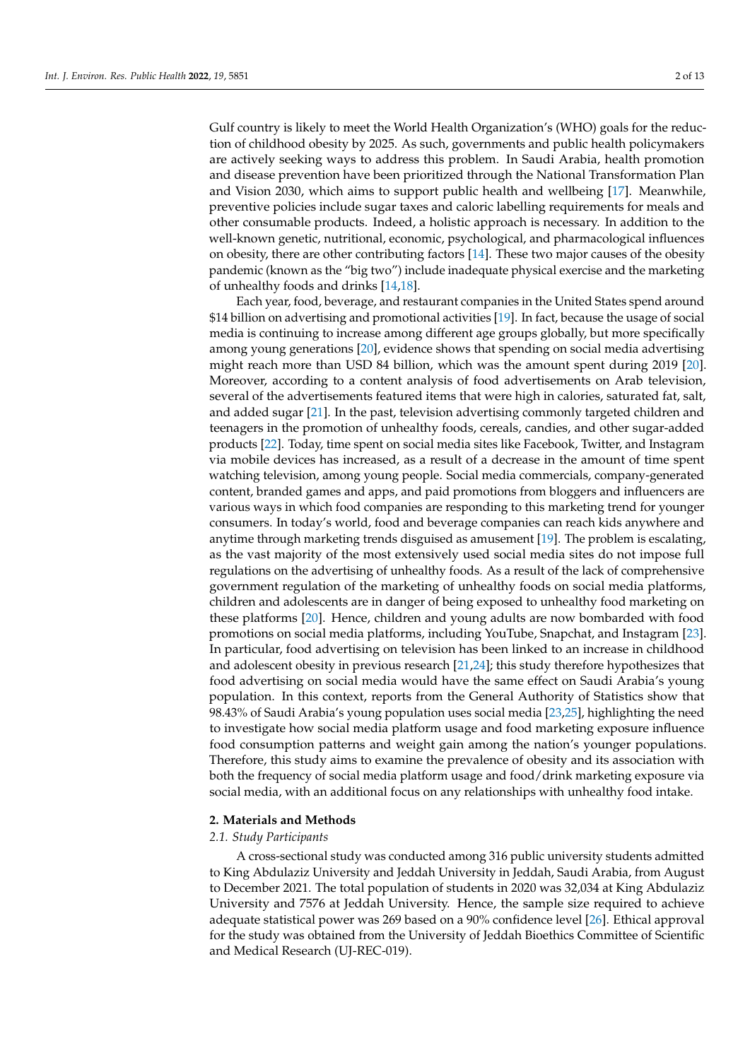Gulf country is likely to meet the World Health Organization's (WHO) goals for the reduction of childhood obesity by 2025. As such, governments and public health policymakers are actively seeking ways to address this problem. In Saudi Arabia, health promotion and disease prevention have been prioritized through the National Transformation Plan and Vision 2030, which aims to support public health and wellbeing [17]. Meanwhile, preventive policies include sugar taxes and caloric labelling requirements for meals and other consumable products. Indeed, a holistic approach is necessary. In addition to the well-known genetic, nutritional, economic, psychological, and pharmacological influences on obesity, there are other contributing factors [14]. These two major causes of the obesity pandemic (known as the "big two") include inadequate physical exercise and the marketing of unhealthy foods and drinks [14,18].

Each year, food, beverage, and restaurant companies in the United States spend around $14 billion on advertising and promotional activities [19]. In fact, because the usage of social media is continuing to increase among different age groups globally, but more specifically among young generations [20], evidence shows that spending on social media advertising might reach more than USD 84 billion, which was the amount spent during 2019 [20]. Moreover, according to a content analysis of food advertisements on Arab television, several of the advertisements featured items that were high in calories, saturated fat, salt, and added sugar [21]. In the past, television advertising commonly targeted children and teenagers in the promotion of unhealthy foods, cereals, candies, and other sugar-added products [22]. Today, time spent on social media sites like Facebook, Twitter, and Instagram via mobile devices has increased, as a result of a decrease in the amount of time spent watching television, among young people. Social media commercials, company-generated content, branded games and apps, and paid promotions from bloggers and influencers are various ways in which food companies are responding to this marketing trend for younger consumers. In today's world, food and beverage companies can reach kids anywhere and anytime through marketing trends disguised as amusement [19]. The problem is escalating, as the vast majority of the most extensively used social media sites do not impose full regulations on the advertising of unhealthy foods. As a result of the lack of comprehensive government regulation of the marketing of unhealthy foods on social media platforms, children and adolescents are in danger of being exposed to unhealthy food marketing on these platforms [20]. Hence, children and young adults are now bombarded with food promotions on social media platforms, including YouTube, Snapchat, and Instagram [23]. In particular, food advertising on television has been linked to an increase in childhood and adolescent obesity in previous research [21,24]; this study therefore hypothesizes that food advertising on social media would have the same effect on Saudi Arabia's young population. In this context, reports from the General Authority of Statistics show that 98.43% of Saudi Arabia's young population uses social media [23,25], highlighting the need to investigate how social media platform usage and food marketing exposure influence food consumption patterns and weight gain among the nation's younger populations. Therefore, this study aims to examine the prevalence of obesity and its association with both the frequency of social media platform usage and food/drink marketing exposure via social media, with an additional focus on any relationships with unhealthy food intake.

## 2. Materials and Methods

### 2.1. Study Participants

A cross-sectional study was conducted among 316 public university students admitted to King Abdulaziz University and Jeddah University in Jeddah, Saudi Arabia, from August to December 2021. The total population of students in 2020 was 32,034 at King Abdulaziz University and 7576 at Jeddah University. Hence, the sample size required to achieve adequate statistical power was 269 based on a 90% confidence level [26]. Ethical approval for the study was obtained from the University of Jeddah Bioethics Committee of Scientific and Medical Research (UJ-REC-019).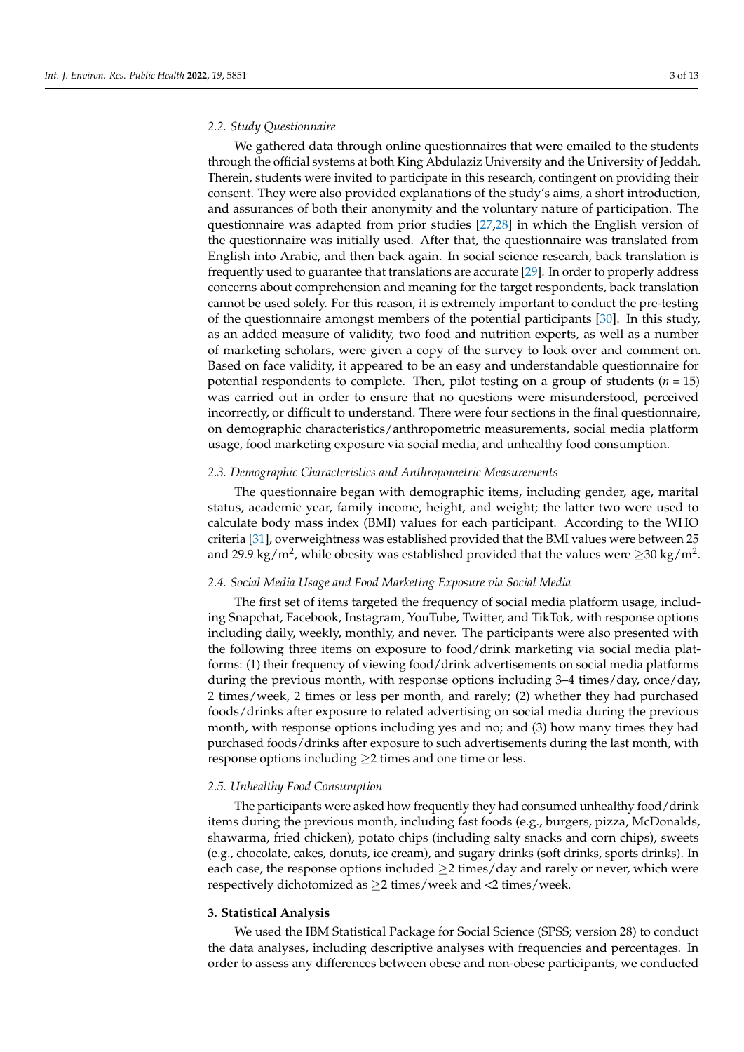### 2.2. Study Questionnaire

We gathered data through online questionnaires that were emailed to the students through the official systems at both King Abdulaziz University and the University of Jeddah. Therein, students were invited to participate in this research, contingent on providing their consent. They were also provided explanations of the study's aims, a short introduction, and assurances of both their anonymity and the voluntary nature of participation. The questionnaire was adapted from prior studies [27,28] in which the English version of the questionnaire was initially used. After that, the questionnaire was translated from English into Arabic, and then back again. In social science research, back translation is frequently used to guarantee that translations are accurate [29]. In order to properly address concerns about comprehension and meaning for the target respondents, back translation cannot be used solely. For this reason, it is extremely important to conduct the pre-testing of the questionnaire amongst members of the potential participants [30]. In this study, as an added measure of validity, two food and nutrition experts, as well as a number of marketing scholars, were given a copy of the survey to look over and comment on. Based on face validity, it appeared to be an easy and understandable questionnaire for potential respondents to complete. Then, pilot testing on a group of students ($n = 15$) was carried out in order to ensure that no questions were misunderstood, perceived incorrectly, or difficult to understand. There were four sections in the final questionnaire, on demographic characteristics/anthropometric measurements, social media platform usage, food marketing exposure via social media, and unhealthy food consumption.

### 2.3. Demographic Characteristics and Anthropometric Measurements

The questionnaire began with demographic items, including gender, age, marital status, academic year, family income, height, and weight; the latter two were used to calculate body mass index (BMI) values for each participant. According to the WHO criteria [31], overweightness was established provided that the BMI values were between 25 and 29.9 kg/m$^2$, while obesity was established provided that the values were $\geq$30 kg/m$^2$.

### 2.4. Social Media Usage and Food Marketing Exposure via Social Media

The first set of items targeted the frequency of social media platform usage, including Snapchat, Facebook, Instagram, YouTube, Twitter, and TikTok, with response options including daily, weekly, monthly, and never. The participants were also presented with the following three items on exposure to food/drink marketing via social media platforms: (1) their frequency of viewing food/drink advertisements on social media platforms during the previous month, with response options including 3–4 times/day, once/day, 2 times/week, 2 times or less per month, and rarely; (2) whether they had purchased foods/drinks after exposure to related advertising on social media during the previous month, with response options including yes and no; and (3) how many times they had purchased foods/drinks after exposure to such advertisements during the last month, with response options including $\geq$2 times and one time or less.

### 2.5. Unhealthy Food Consumption

The participants were asked how frequently they had consumed unhealthy food/drink items during the previous month, including fast foods (e.g., burgers, pizza, McDonalds, shawarma, fried chicken), potato chips (including salty snacks and corn chips), sweets (e.g., chocolate, cakes, donuts, ice cream), and sugary drinks (soft drinks, sports drinks). In each case, the response options included $\geq$2 times/day and rarely or never, which were respectively dichotomized as $\geq$2 times/week and <2 times/week.

## 3. Statistical Analysis

We used the IBM Statistical Package for Social Science (SPSS; version 28) to conduct the data analyses, including descriptive analyses with frequencies and percentages. In order to assess any differences between obese and non-obese participants, we conducted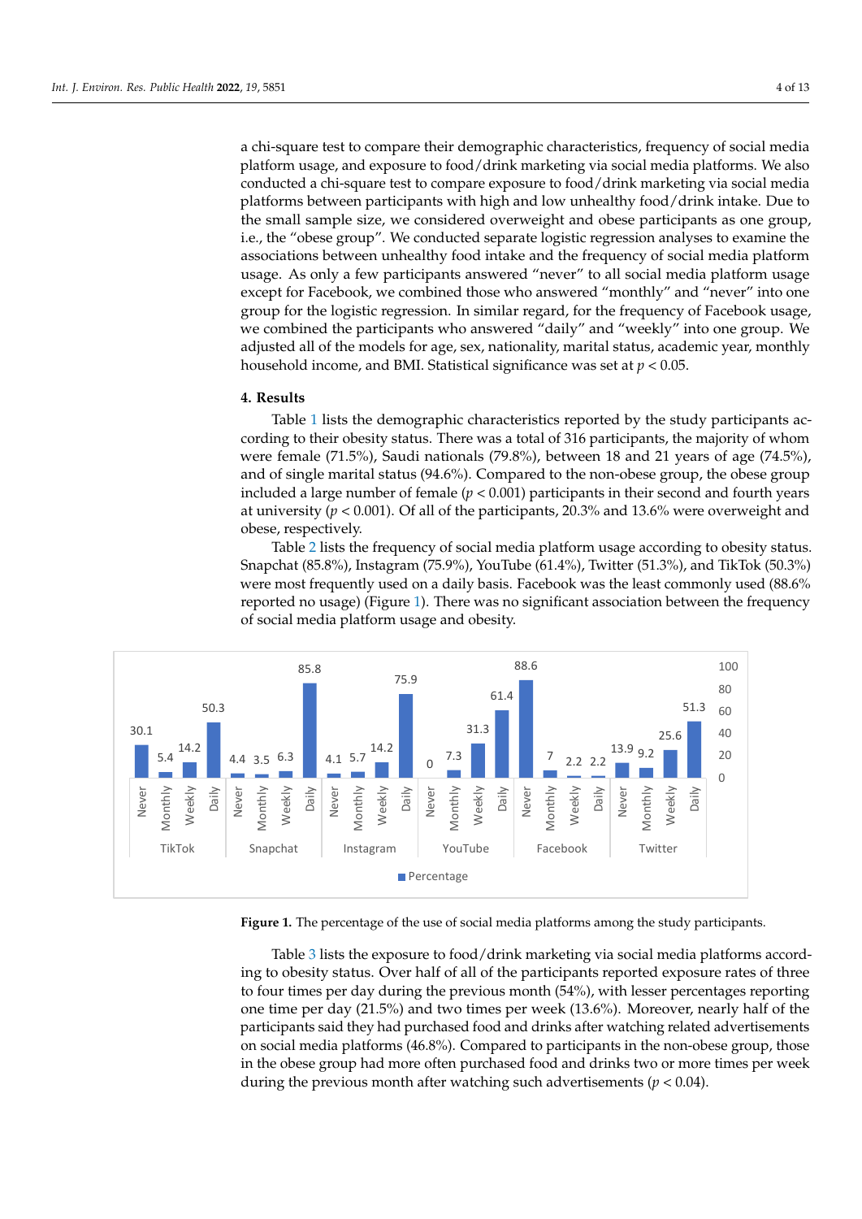a chi-square test to compare their demographic characteristics, frequency of social media platform usage, and exposure to food/drink marketing via social media platforms. We also conducted a chi-square test to compare exposure to food/drink marketing via social media platforms between participants with high and low unhealthy food/drink intake. Due to the small sample size, we considered overweight and obese participants as one group, i.e., the "obese group". We conducted separate logistic regression analyses to examine the associations between unhealthy food intake and the frequency of social media platform usage. As only a few participants answered "never" to all social media platform usage except for Facebook, we combined those who answered "monthly" and "never" into one group for the logistic regression. In similar regard, for the frequency of Facebook usage, we combined the participants who answered "daily" and "weekly" into one group. We adjusted all of the models for age, sex, nationality, marital status, academic year, monthly household income, and BMI. Statistical significance was set at $p < 0.05$.

## 4. Results

Table 1 lists the demographic characteristics reported by the study participants according to their obesity status. There was a total of 316 participants, the majority of whom were female (71.5%), Saudi nationals (79.8%), between 18 and 21 years of age (74.5%), and of single marital status (94.6%). Compared to the non-obese group, the obese group included a large number of female ($p < 0.001$) participants in their second and fourth years at university ($p < 0.001$). Of all of the participants, 20.3% and 13.6% were overweight and obese, respectively.

Table 2 lists the frequency of social media platform usage according to obesity status. Snapchat (85.8%), Instagram (75.9%), YouTube (61.4%), Twitter (51.3%), and TikTok (50.3%) were most frequently used on a daily basis. Facebook was the least commonly used (88.6% reported no usage) (Figure 1). There was no significant association between the frequency of social media platform usage and obesity.

**Figure 1.** The percentage of the use of social media platforms among the study participants.

Table 3 lists the exposure to food/drink marketing via social media platforms according to obesity status. Over half of all of the participants reported exposure rates of three to four times per day during the previous month (54%), with lesser percentages reporting one time per day (21.5%) and two times per week (13.6%). Moreover, nearly half of the participants said they had purchased food and drinks after watching related advertisements on social media platforms (46.8%). Compared to participants in the non-obese group, those in the obese group had more often purchased food and drinks two or more times per week during the previous month after watching such advertisements ($p < 0.04$).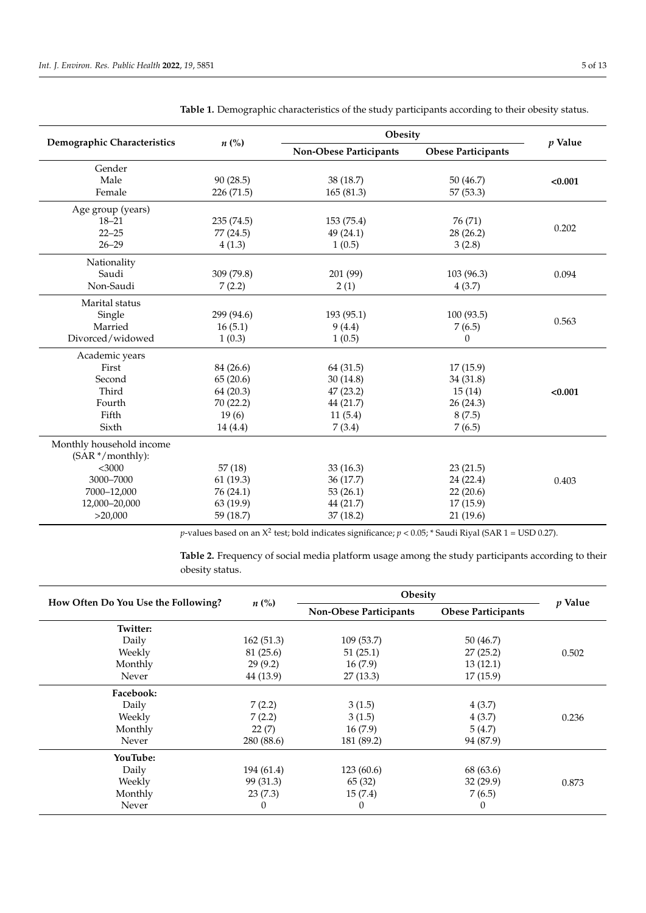**Table 1.** Demographic characteristics of the study participants according to their obesity status.

| Demographic Characteristics | n (%) | Obesity | | p Value |
|---|---|---|---|---|
| | | Non-Obese Participants | Obese Participants | |
| Gender | | | | |
| Male | 90 (28.5) | 38 (18.7) | 50 (46.7) | **<0.001** |
| Female | 226 (71.5) | 165 (81.3) | 57 (53.3) | |
| Age group (years) | | | | |
| 18–21 | 235 (74.5) | 153 (75.4) | 76 (71) | 0.202 |
| 22–25 | 77 (24.5) | 49 (24.1) | 28 (26.2) | |
| 26–29 | 4 (1.3) | 1 (0.5) | 3 (2.8) | |
| Nationality | | | | |
| Saudi | 309 (79.8) | 201 (99) | 103 (96.3) | 0.094 |
| Non-Saudi | 7 (2.2) | 2 (1) | 4 (3.7) | |
| Marital status | | | | |
| Single | 299 (94.6) | 193 (95.1) | 100 (93.5) | 0.563 |
| Married | 16 (5.1) | 9 (4.4) | 7 (6.5) | |
| Divorced/widowed | 1 (0.3) | 1 (0.5) | 0 | |
| Academic years | | | | |
| First | 84 (26.6) | 64 (31.5) | 17 (15.9) | **<0.001** |
| Second | 65 (20.6) | 30 (14.8) | 34 (31.8) | |
| Third | 64 (20.3) | 47 (23.2) | 15 (14) | |
| Fourth | 70 (22.2) | 44 (21.7) | 26 (24.3) | |
| Fifth | 19 (6) | 11 (5.4) | 8 (7.5) | |
| Sixth | 14 (4.4) | 7 (3.4) | 7 (6.5) | |
| Monthly household income (SAR */monthly): | | | | |
| <3000 | 57 (18) | 33 (16.3) | 23 (21.5) | 0.403 |
| 3000–7000 | 61 (19.3) | 36 (17.7) | 24 (22.4) | |
| 7000–12,000 | 76 (24.1) | 53 (26.1) | 22 (20.6) | |
| 12,000–20,000 | 63 (19.9) | 44 (21.7) | 17 (15.9) | |
| >20,000 | 59 (18.7) | 37 (18.2) | 21 (19.6) | |

p-values based on an $X^2$ test; bold indicates significance; $p < 0.05$; * Saudi Riyal (SAR 1 = USD 0.27).

**Table 2.** Frequency of social media platform usage among the study participants according to their obesity status.

| How Often Do You Use the Following? | n (%) | Obesity | | p Value |
|---|---|---|---|---|
| | | Non-Obese Participants | Obese Participants | |
| **Twitter:** | | | | |
| Daily | 162 (51.3) | 109 (53.7) | 50 (46.7) | 0.502 |
| Weekly | 81 (25.6) | 51 (25.1) | 27 (25.2) | |
| Monthly | 29 (9.2) | 16 (7.9) | 13 (12.1) | |
| Never | 44 (13.9) | 27 (13.3) | 17 (15.9) | |
| **Facebook:** | | | | |
| Daily | 7 (2.2) | 3 (1.5) | 4 (3.7) | 0.236 |
| Weekly | 7 (2.2) | 3 (1.5) | 4 (3.7) | |
| Monthly | 22 (7) | 16 (7.9) | 5 (4.7) | |
| Never | 280 (88.6) | 181 (89.2) | 94 (87.9) | |
| **YouTube:** | | | | |
| Daily | 194 (61.4) | 123 (60.6) | 68 (63.6) | 0.873 |
| Weekly | 99 (31.3) | 65 (32) | 32 (29.9) | |
| Monthly | 23 (7.3) | 15 (7.4) | 7 (6.5) | |
| Never | 0 | 0 | 0 | |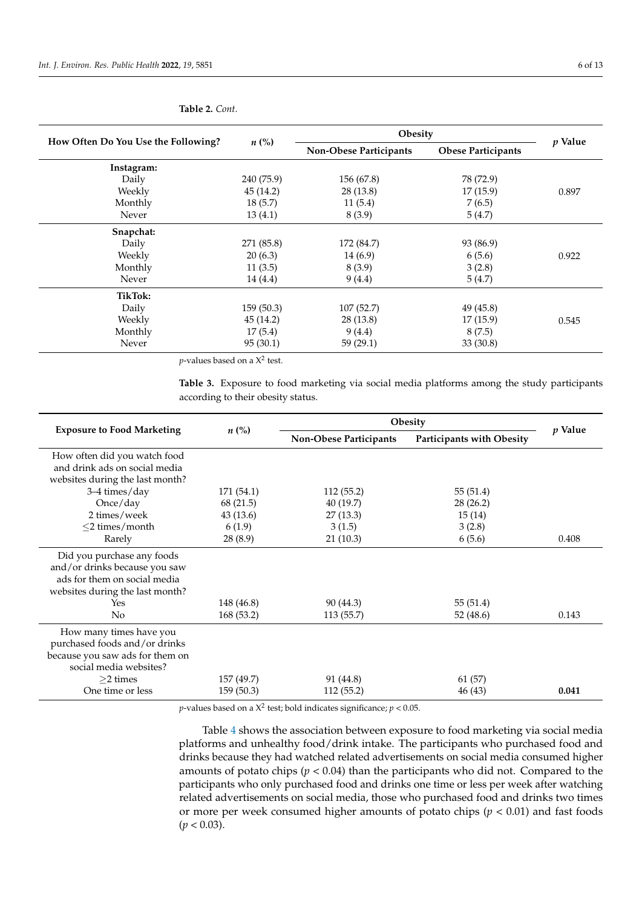**Table 2.** *Cont.*

| How Often Do You Use the Following? | n (%) | Obesity | | p Value |
|---|---|---|---|---|
| | | Non-Obese Participants | Obese Participants | |
| **Instagram:** | | | | |
| Daily | 240 (75.9) | 156 (67.8) | 78 (72.9) | |
| Weekly | 45 (14.2) | 28 (13.8) | 17 (15.9) | 0.897 |
| Monthly | 18 (5.7) | 11 (5.4) | 7 (6.5) | |
| Never | 13 (4.1) | 8 (3.9) | 5 (4.7) | |
| **Snapchat:** | | | | |
| Daily | 271 (85.8) | 172 (84.7) | 93 (86.9) | |
| Weekly | 20 (6.3) | 14 (6.9) | 6 (5.6) | 0.922 |
| Monthly | 11 (3.5) | 8 (3.9) | 3 (2.8) | |
| Never | 14 (4.4) | 9 (4.4) | 5 (4.7) | |
| **TikTok:** | | | | |
| Daily | 159 (50.3) | 107 (52.7) | 49 (45.8) | |
| Weekly | 45 (14.2) | 28 (13.8) | 17 (15.9) | 0.545 |
| Monthly | 17 (5.4) | 9 (4.4) | 8 (7.5) | |
| Never | 95 (30.1) | 59 (29.1) | 33 (30.8) | |

*p*-values based on a $X^2$ test.

**Table 3.** Exposure to food marketing via social media platforms among the study participants according to their obesity status.

| Exposure to Food Marketing | n (%) | Obesity | | p Value |
|---|---|---|---|---|
| | | Non-Obese Participants | Participants with Obesity | |
| How often did you watch food and drink ads on social media websites during the last month? | | | | |
| 3–4 times/day | 171 (54.1) | 112 (55.2) | 55 (51.4) | |
| Once/day | 68 (21.5) | 40 (19.7) | 28 (26.2) | |
| 2 times/week | 43 (13.6) | 27 (13.3) | 15 (14) | |
| ≤2 times/month | 6 (1.9) | 3 (1.5) | 3 (2.8) | |
| Rarely | 28 (8.9) | 21 (10.3) | 6 (5.6) | 0.408 |
| Did you purchase any foods and/or drinks because you saw ads for them on social media websites during the last month? | | | | |
| Yes | 148 (46.8) | 90 (44.3) | 55 (51.4) | |
| No | 168 (53.2) | 113 (55.7) | 52 (48.6) | 0.143 |
| How many times have you purchased foods and/or drinks because you saw ads for them on social media websites? | | | | |
| ≥2 times | 157 (49.7) | 91 (44.8) | 61 (57) | |
| One time or less | 159 (50.3) | 112 (55.2) | 46 (43) | **0.041** |

*p*-values based on a $X^2$ test; bold indicates significance; $p < 0.05$.

Table 4 shows the association between exposure to food marketing via social media platforms and unhealthy food/drink intake. The participants who purchased food and drinks because they had watched related advertisements on social media consumed higher amounts of potato chips ($p < 0.04$) than the participants who did not. Compared to the participants who only purchased food and drinks one time or less per week after watching related advertisements on social media, those who purchased food and drinks two times or more per week consumed higher amounts of potato chips ($p < 0.01$) and fast foods ($p < 0.03$).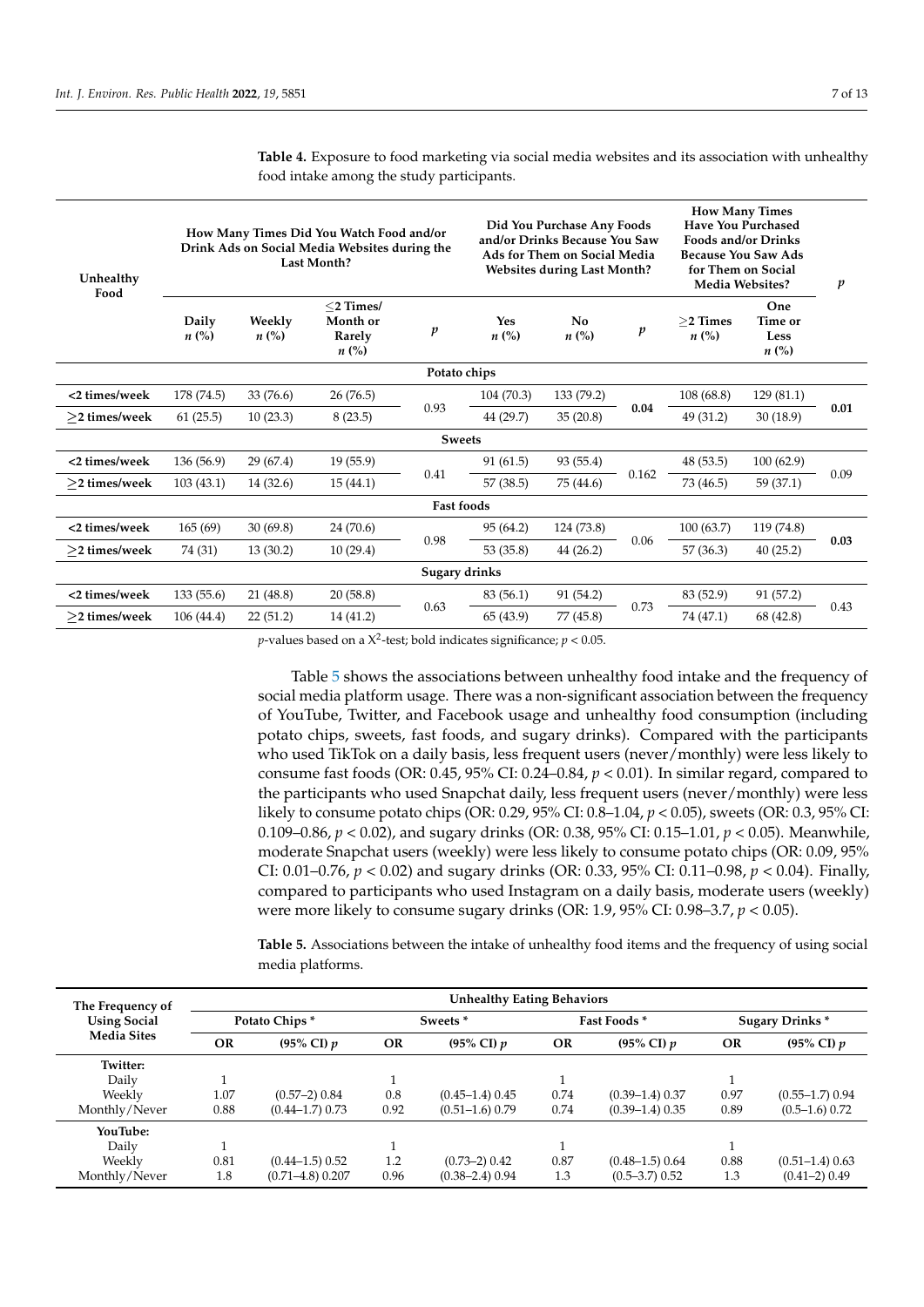**Table 4.** Exposure to food marketing via social media websites and its association with unhealthy food intake among the study participants.

| Unhealthy Food | How Many Times Did You Watch Food and/or Drink Ads on Social Media Websites during the Last Month? | | | | Did You Purchase Any Foods and/or Drinks Because You Saw Ads for Them on Social Media Websites during Last Month? | | | How Many Times Have You Purchased Foods and/or Drinks Because You Saw Ads for Them on Social Media Websites? | | $p$ |
|---|---|---|---|---|---|---|---|---|---|---|
| | Daily $n$ (%) | Weekly $n$ (%) | ≤2 Times/ Month or Rarely $n$ (%) | $p$ | Yes $n$ (%) | No $n$ (%) | $p$ | ≥2 Times $n$ (%) | One Time or Less $n$ (%) | |
| **Potato chips** | | | | | | | | | | |
| <2 times/week | 178 (74.5) | 33 (76.6) | 26 (76.5) | 0.93 | 104 (70.3) | 133 (79.2) | **0.04** | 108 (68.8) | 129 (81.1) | **0.01** |
| ≥2 times/week | 61 (25.5) | 10 (23.3) | 8 (23.5) | | 44 (29.7) | 35 (20.8) | | 49 (31.2) | 30 (18.9) | |
| **Sweets** | | | | | | | | | | |
| <2 times/week | 136 (56.9) | 29 (67.4) | 19 (55.9) | 0.41 | 91 (61.5) | 93 (55.4) | 0.162 | 48 (53.5) | 100 (62.9) | 0.09 |
| ≥2 times/week | 103 (43.1) | 14 (32.6) | 15 (44.1) | | 57 (38.5) | 75 (44.6) | | 73 (46.5) | 59 (37.1) | |
| **Fast foods** | | | | | | | | | | |
| <2 times/week | 165 (69) | 30 (69.8) | 24 (70.6) | 0.98 | 95 (64.2) | 124 (73.8) | 0.06 | 100 (63.7) | 119 (74.8) | **0.03** |
| ≥2 times/week | 74 (31) | 13 (30.2) | 10 (29.4) | | 53 (35.8) | 44 (26.2) | | 57 (36.3) | 40 (25.2) | |
| **Sugary drinks** | | | | | | | | | | |
| <2 times/week | 133 (55.6) | 21 (48.8) | 20 (58.8) | 0.63 | 83 (56.1) | 91 (54.2) | 0.73 | 83 (52.9) | 91 (57.2) | 0.43 |
| ≥2 times/week | 106 (44.4) | 22 (51.2) | 14 (41.2) | | 65 (43.9) | 77 (45.8) | | 74 (47.1) | 68 (42.8) | |

$p$-values based on a $X^2$-test; bold indicates significance; $p < 0.05$.

Table 5 shows the associations between unhealthy food intake and the frequency of social media platform usage. There was a non-significant association between the frequency of YouTube, Twitter, and Facebook usage and unhealthy food consumption (including potato chips, sweets, fast foods, and sugary drinks). Compared with the participants who used TikTok on a daily basis, less frequent users (never/monthly) were less likely to consume fast foods (OR: 0.45, 95% CI: 0.24–0.84, $p < 0.01$). In similar regard, compared to the participants who used Snapchat daily, less frequent users (never/monthly) were less likely to consume potato chips (OR: 0.29, 95% CI: 0.8–1.04, $p < 0.05$), sweets (OR: 0.3, 95% CI: 0.109–0.86, $p < 0.02$), and sugary drinks (OR: 0.38, 95% CI: 0.15–1.01, $p < 0.05$). Meanwhile, moderate Snapchat users (weekly) were less likely to consume potato chips (OR: 0.09, 95% CI: 0.01–0.76, $p < 0.02$) and sugary drinks (OR: 0.33, 95% CI: 0.11–0.98, $p < 0.04$). Finally, compared to participants who used Instagram on a daily basis, moderate users (weekly) were more likely to consume sugary drinks (OR: 1.9, 95% CI: 0.98–3.7, $p < 0.05$).

**Table 5.** Associations between the intake of unhealthy food items and the frequency of using social media platforms.

| The Frequency of Using Social Media Sites | Unhealthy Eating Behaviors | | | | | | | |
|---|---|---|---|---|---|---|---|---|
| | Potato Chips * | | Sweets * | | Fast Foods * | | Sugary Drinks * | |
| | OR | (95% CI) $p$ | OR | (95% CI) $p$ | OR | (95% CI) $p$ | OR | (95% CI) $p$ |
| **Twitter:** | | | | | | | | |
| Daily | 1 | | 1 | | 1 | | 1 | |
| Weekly | 1.07 | (0.57–2) 0.84 | 0.8 | (0.45–1.4) 0.45 | 0.74 | (0.39–1.4) 0.37 | 0.97 | (0.55–1.7) 0.94 |
| Monthly/Never | 0.88 | (0.44–1.7) 0.73 | 0.92 | (0.51–1.6) 0.79 | 0.74 | (0.39–1.4) 0.35 | 0.89 | (0.5–1.6) 0.72 |
| **YouTube:** | | | | | | | | |
| Daily | 1 | | 1 | | 1 | | 1 | |
| Weekly | 0.81 | (0.44–1.5) 0.52 | 1.2 | (0.73–2) 0.42 | 0.87 | (0.48–1.5) 0.64 | 0.88 | (0.51–1.4) 0.63 |
| Monthly/Never | 1.8 | (0.71–4.8) 0.207 | 0.96 | (0.38–2.4) 0.94 | 1.3 | (0.5–3.7) 0.52 | 1.3 | (0.41–2) 0.49 |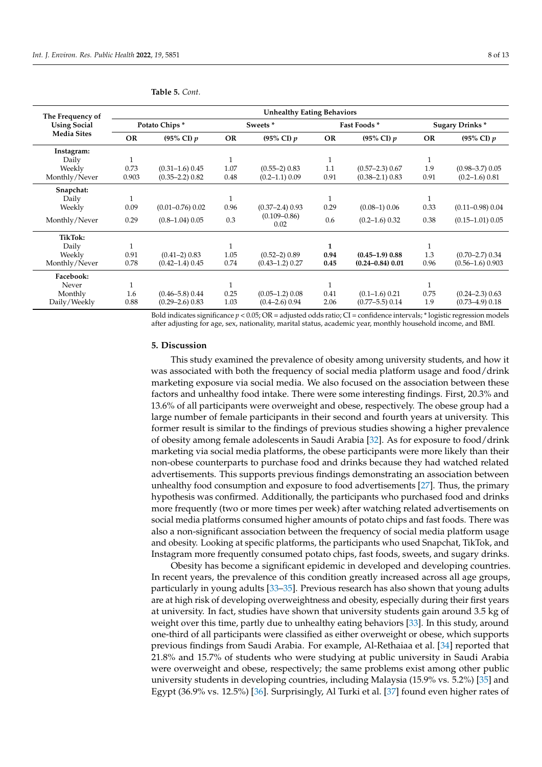**Table 5.** *Cont.*

| The Frequency of Using Social Media Sites | Unhealthy Eating Behaviors | | | | | | | |
|---|---|---|---|---|---|---|---|---|
| | Potato Chips * | | Sweets * | | Fast Foods * | | Sugary Drinks * | |
| | OR | (95% CI) *p* | OR | (95% CI) *p* | OR | (95% CI) *p* | OR | (95% CI) *p* |
| **Instagram:** | | | | | | | | |
| Daily | 1 | | 1 | | 1 | | 1 | |
| Weekly | 0.73 | (0.31–1.6) 0.45 | 1.07 | (0.55–2) 0.83 | 1.1 | (0.57–2.3) 0.67 | 1.9 | (0.98–3.7) 0.05 |
| Monthly/Never | 0.903 | (0.35–2.2) 0.82 | 0.48 | (0.2–1.1) 0.09 | 0.91 | (0.38–2.1) 0.83 | 0.91 | (0.2–1.6) 0.81 |
| **Snapchat:** | | | | | | | | |
| Daily | 1 | | 1 | | 1 | | 1 | |
| Weekly | 0.09 | (0.01–0.76) 0.02 | 0.96 | (0.37–2.4) 0.93 | 0.29 | (0.08–1) 0.06 | 0.33 | (0.11–0.98) 0.04 |
| Monthly/Never | 0.29 | (0.8–1.04) 0.05 | 0.3 | (0.109–0.86) 0.02 | 0.6 | (0.2–1.6) 0.32 | 0.38 | (0.15–1.01) 0.05 |
| **TikTok:** | | | | | | | | |
| Daily | 1 | | 1 | | **1** | | 1 | |
| Weekly | 0.91 | (0.41–2) 0.83 | 1.05 | (0.52–2) 0.89 | **0.94** | **(0.45–1.9) 0.88** | 1.3 | (0.70–2.7) 0.34 |
| Monthly/Never | 0.78 | (0.42–1.4) 0.45 | 0.74 | (0.43–1.2) 0.27 | **0.45** | **(0.24–0.84) 0.01** | 0.96 | (0.56–1.6) 0.903 |
| **Facebook:** | | | | | | | | |
| Never | 1 | | 1 | | 1 | | 1 | |
| Monthly | 1.6 | (0.46–5.8) 0.44 | 0.25 | (0.05–1.2) 0.08 | 0.41 | (0.1–1.6) 0.21 | 0.75 | (0.24–2.3) 0.63 |
| Daily/Weekly | 0.88 | (0.29–2.6) 0.83 | 1.03 | (0.4–2.6) 0.94 | 2.06 | (0.77–5.5) 0.14 | 1.9 | (0.73–4.9) 0.18 |

Bold indicates significance $p < 0.05$; OR = adjusted odds ratio; CI = confidence intervals; * logistic regression models after adjusting for age, sex, nationality, marital status, academic year, monthly household income, and BMI.

## 5. Discussion

This study examined the prevalence of obesity among university students, and how it was associated with both the frequency of social media platform usage and food/drink marketing exposure via social media. We also focused on the association between these factors and unhealthy food intake. There were some interesting findings. First, 20.3% and 13.6% of all participants were overweight and obese, respectively. The obese group had a large number of female participants in their second and fourth years at university. This former result is similar to the findings of previous studies showing a higher prevalence of obesity among female adolescents in Saudi Arabia [32]. As for exposure to food/drink marketing via social media platforms, the obese participants were more likely than their non-obese counterparts to purchase food and drinks because they had watched related advertisements. This supports previous findings demonstrating an association between unhealthy food consumption and exposure to food advertisements [27]. Thus, the primary hypothesis was confirmed. Additionally, the participants who purchased food and drinks more frequently (two or more times per week) after watching related advertisements on social media platforms consumed higher amounts of potato chips and fast foods. There was also a non-significant association between the frequency of social media platform usage and obesity. Looking at specific platforms, the participants who used Snapchat, TikTok, and Instagram more frequently consumed potato chips, fast foods, sweets, and sugary drinks.

Obesity has become a significant epidemic in developed and developing countries. In recent years, the prevalence of this condition greatly increased across all age groups, particularly in young adults [33–35]. Previous research has also shown that young adults are at high risk of developing overweightness and obesity, especially during their first years at university. In fact, studies have shown that university students gain around 3.5 kg of weight over this time, partly due to unhealthy eating behaviors [33]. In this study, around one-third of all participants were classified as either overweight or obese, which supports previous findings from Saudi Arabia. For example, Al-Rethaiaa et al. [34] reported that 21.8% and 15.7% of students who were studying at public university in Saudi Arabia were overweight and obese, respectively; the same problems exist among other public university students in developing countries, including Malaysia (15.9% vs. 5.2%) [35] and Egypt (36.9% vs. 12.5%) [36]. Surprisingly, Al Turki et al. [37] found even higher rates of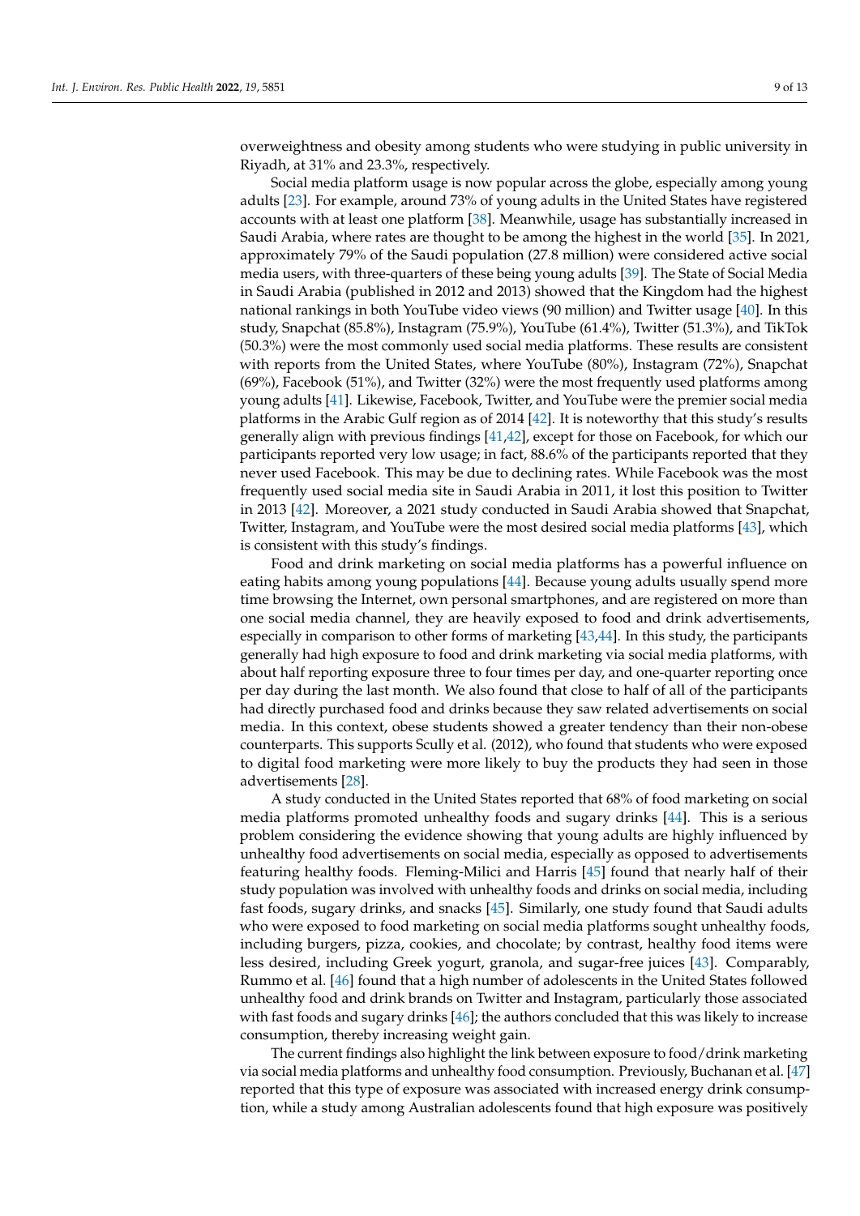overweightness and obesity among students who were studying in public university in Riyadh, at 31% and 23.3%, respectively.

Social media platform usage is now popular across the globe, especially among young adults [23]. For example, around 73% of young adults in the United States have registered accounts with at least one platform [38]. Meanwhile, usage has substantially increased in Saudi Arabia, where rates are thought to be among the highest in the world [35]. In 2021, approximately 79% of the Saudi population (27.8 million) were considered active social media users, with three-quarters of these being young adults [39]. The State of Social Media in Saudi Arabia (published in 2012 and 2013) showed that the Kingdom had the highest national rankings in both YouTube video views (90 million) and Twitter usage [40]. In this study, Snapchat (85.8%), Instagram (75.9%), YouTube (61.4%), Twitter (51.3%), and TikTok (50.3%) were the most commonly used social media platforms. These results are consistent with reports from the United States, where YouTube (80%), Instagram (72%), Snapchat (69%), Facebook (51%), and Twitter (32%) were the most frequently used platforms among young adults [41]. Likewise, Facebook, Twitter, and YouTube were the premier social media platforms in the Arabic Gulf region as of 2014 [42]. It is noteworthy that this study's results generally align with previous findings [41,42], except for those on Facebook, for which our participants reported very low usage; in fact, 88.6% of the participants reported that they never used Facebook. This may be due to declining rates. While Facebook was the most frequently used social media site in Saudi Arabia in 2011, it lost this position to Twitter in 2013 [42]. Moreover, a 2021 study conducted in Saudi Arabia showed that Snapchat, Twitter, Instagram, and YouTube were the most desired social media platforms [43], which is consistent with this study's findings.

Food and drink marketing on social media platforms has a powerful influence on eating habits among young populations [44]. Because young adults usually spend more time browsing the Internet, own personal smartphones, and are registered on more than one social media channel, they are heavily exposed to food and drink advertisements, especially in comparison to other forms of marketing [43,44]. In this study, the participants generally had high exposure to food and drink marketing via social media platforms, with about half reporting exposure three to four times per day, and one-quarter reporting once per day during the last month. We also found that close to half of all of the participants had directly purchased food and drinks because they saw related advertisements on social media. In this context, obese students showed a greater tendency than their non-obese counterparts. This supports Scully et al. (2012), who found that students who were exposed to digital food marketing were more likely to buy the products they had seen in those advertisements [28].

A study conducted in the United States reported that 68% of food marketing on social media platforms promoted unhealthy foods and sugary drinks [44]. This is a serious problem considering the evidence showing that young adults are highly influenced by unhealthy food advertisements on social media, especially as opposed to advertisements featuring healthy foods. Fleming-Milici and Harris [45] found that nearly half of their study population was involved with unhealthy foods and drinks on social media, including fast foods, sugary drinks, and snacks [45]. Similarly, one study found that Saudi adults who were exposed to food marketing on social media platforms sought unhealthy foods, including burgers, pizza, cookies, and chocolate; by contrast, healthy food items were less desired, including Greek yogurt, granola, and sugar-free juices [43]. Comparably, Rummo et al. [46] found that a high number of adolescents in the United States followed unhealthy food and drink brands on Twitter and Instagram, particularly those associated with fast foods and sugary drinks [46]; the authors concluded that this was likely to increase consumption, thereby increasing weight gain.

The current findings also highlight the link between exposure to food/drink marketing via social media platforms and unhealthy food consumption. Previously, Buchanan et al. [47] reported that this type of exposure was associated with increased energy drink consumption, while a study among Australian adolescents found that high exposure was positively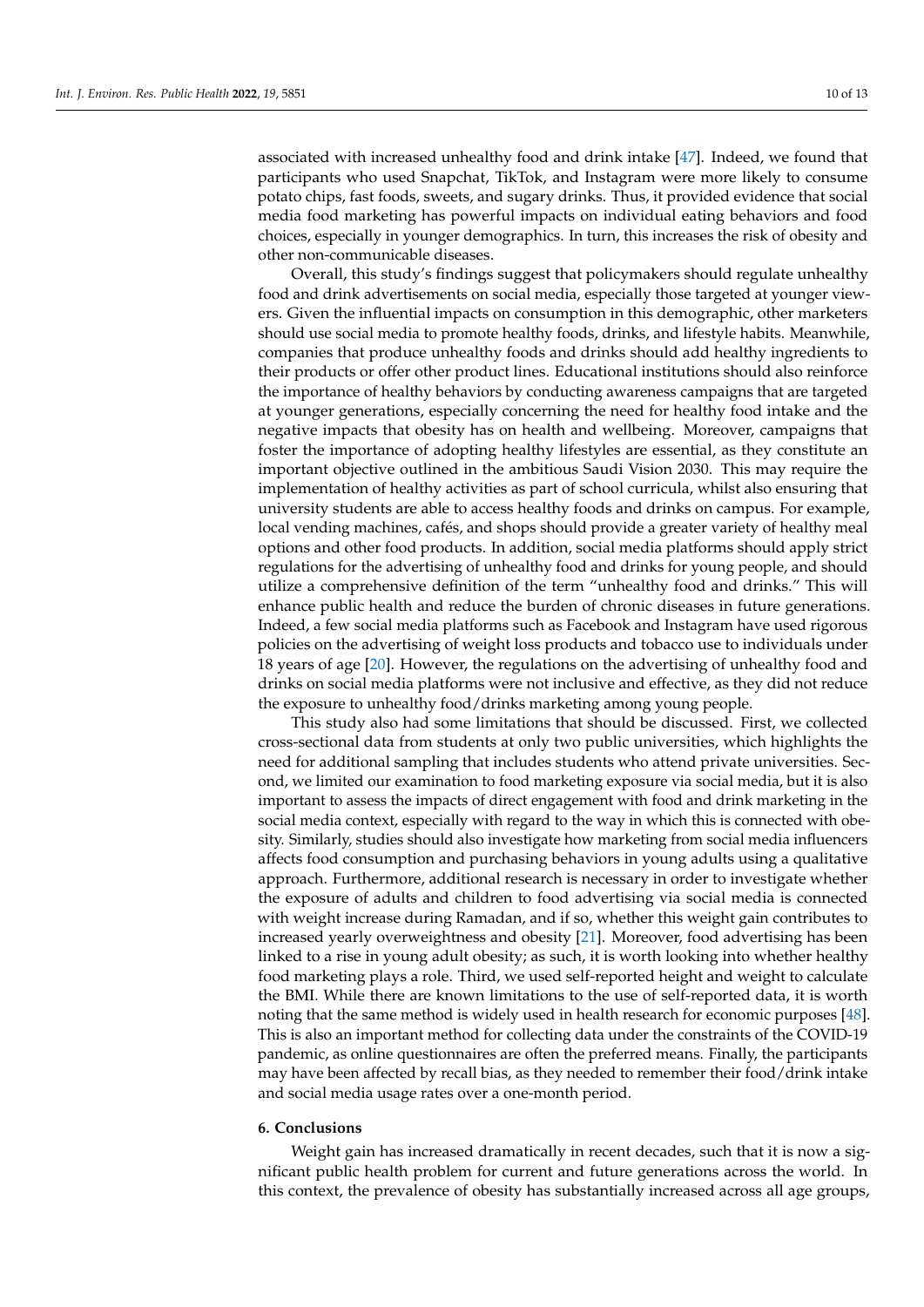associated with increased unhealthy food and drink intake [47]. Indeed, we found that participants who used Snapchat, TikTok, and Instagram were more likely to consume potato chips, fast foods, sweets, and sugary drinks. Thus, it provided evidence that social media food marketing has powerful impacts on individual eating behaviors and food choices, especially in younger demographics. In turn, this increases the risk of obesity and other non-communicable diseases.

Overall, this study's findings suggest that policymakers should regulate unhealthy food and drink advertisements on social media, especially those targeted at younger viewers. Given the influential impacts on consumption in this demographic, other marketers should use social media to promote healthy foods, drinks, and lifestyle habits. Meanwhile, companies that produce unhealthy foods and drinks should add healthy ingredients to their products or offer other product lines. Educational institutions should also reinforce the importance of healthy behaviors by conducting awareness campaigns that are targeted at younger generations, especially concerning the need for healthy food intake and the negative impacts that obesity has on health and wellbeing. Moreover, campaigns that foster the importance of adopting healthy lifestyles are essential, as they constitute an important objective outlined in the ambitious Saudi Vision 2030. This may require the implementation of healthy activities as part of school curricula, whilst also ensuring that university students are able to access healthy foods and drinks on campus. For example, local vending machines, cafés, and shops should provide a greater variety of healthy meal options and other food products. In addition, social media platforms should apply strict regulations for the advertising of unhealthy food and drinks for young people, and should utilize a comprehensive definition of the term "unhealthy food and drinks." This will enhance public health and reduce the burden of chronic diseases in future generations. Indeed, a few social media platforms such as Facebook and Instagram have used rigorous policies on the advertising of weight loss products and tobacco use to individuals under 18 years of age [20]. However, the regulations on the advertising of unhealthy food and drinks on social media platforms were not inclusive and effective, as they did not reduce the exposure to unhealthy food/drinks marketing among young people.

This study also had some limitations that should be discussed. First, we collected cross-sectional data from students at only two public universities, which highlights the need for additional sampling that includes students who attend private universities. Second, we limited our examination to food marketing exposure via social media, but it is also important to assess the impacts of direct engagement with food and drink marketing in the social media context, especially with regard to the way in which this is connected with obesity. Similarly, studies should also investigate how marketing from social media influencers affects food consumption and purchasing behaviors in young adults using a qualitative approach. Furthermore, additional research is necessary in order to investigate whether the exposure of adults and children to food advertising via social media is connected with weight increase during Ramadan, and if so, whether this weight gain contributes to increased yearly overweightness and obesity [21]. Moreover, food advertising has been linked to a rise in young adult obesity; as such, it is worth looking into whether healthy food marketing plays a role. Third, we used self-reported height and weight to calculate the BMI. While there are known limitations to the use of self-reported data, it is worth noting that the same method is widely used in health research for economic purposes [48]. This is also an important method for collecting data under the constraints of the COVID-19 pandemic, as online questionnaires are often the preferred means. Finally, the participants may have been affected by recall bias, as they needed to remember their food/drink intake and social media usage rates over a one-month period.

## 6. Conclusions

Weight gain has increased dramatically in recent decades, such that it is now a significant public health problem for current and future generations across the world. In this context, the prevalence of obesity has substantially increased across all age groups,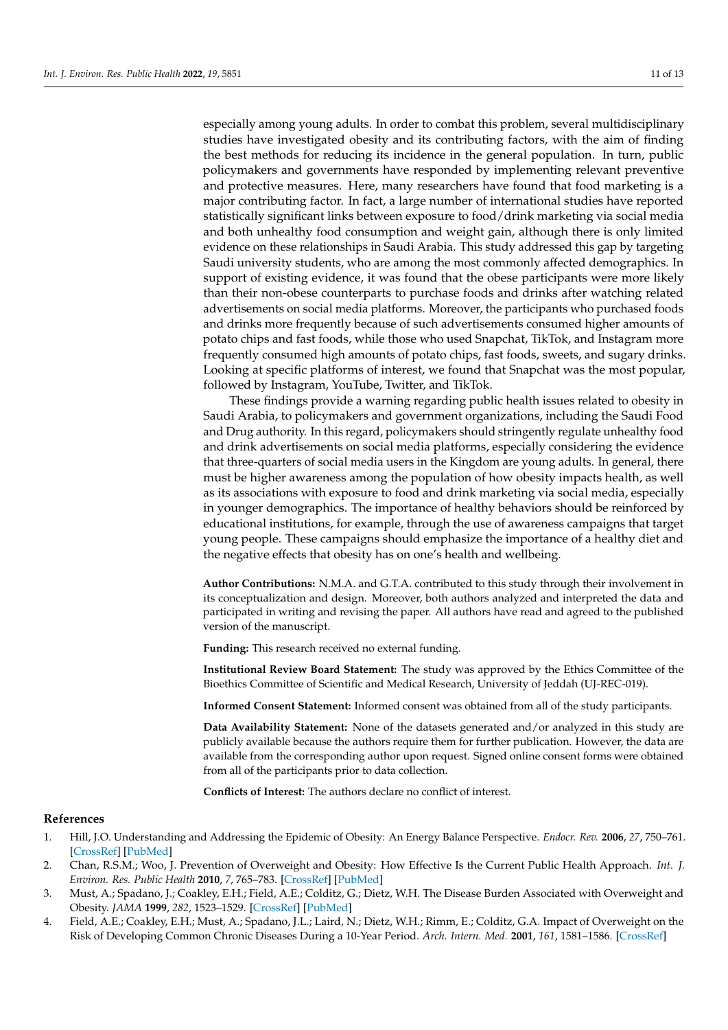especially among young adults. In order to combat this problem, several multidisciplinary studies have investigated obesity and its contributing factors, with the aim of finding the best methods for reducing its incidence in the general population. In turn, public policymakers and governments have responded by implementing relevant preventive and protective measures. Here, many researchers have found that food marketing is a major contributing factor. In fact, a large number of international studies have reported statistically significant links between exposure to food/drink marketing via social media and both unhealthy food consumption and weight gain, although there is only limited evidence on these relationships in Saudi Arabia. This study addressed this gap by targeting Saudi university students, who are among the most commonly affected demographics. In support of existing evidence, it was found that the obese participants were more likely than their non-obese counterparts to purchase foods and drinks after watching related advertisements on social media platforms. Moreover, the participants who purchased foods and drinks more frequently because of such advertisements consumed higher amounts of potato chips and fast foods, while those who used Snapchat, TikTok, and Instagram more frequently consumed high amounts of potato chips, fast foods, sweets, and sugary drinks. Looking at specific platforms of interest, we found that Snapchat was the most popular, followed by Instagram, YouTube, Twitter, and TikTok.

These findings provide a warning regarding public health issues related to obesity in Saudi Arabia, to policymakers and government organizations, including the Saudi Food and Drug authority. In this regard, policymakers should stringently regulate unhealthy food and drink advertisements on social media platforms, especially considering the evidence that three-quarters of social media users in the Kingdom are young adults. In general, there must be higher awareness among the population of how obesity impacts health, as well as its associations with exposure to food and drink marketing via social media, especially in younger demographics. The importance of healthy behaviors should be reinforced by educational institutions, for example, through the use of awareness campaigns that target young people. These campaigns should emphasize the importance of a healthy diet and the negative effects that obesity has on one's health and wellbeing.

**Author Contributions:** N.M.A. and G.T.A. contributed to this study through their involvement in its conceptualization and design. Moreover, both authors analyzed and interpreted the data and participated in writing and revising the paper. All authors have read and agreed to the published version of the manuscript.

**Funding:** This research received no external funding.

**Institutional Review Board Statement:** The study was approved by the Ethics Committee of the Bioethics Committee of Scientific and Medical Research, University of Jeddah (UJ-REC-019).

**Informed Consent Statement:** Informed consent was obtained from all of the study participants.

**Data Availability Statement:** None of the datasets generated and/or analyzed in this study are publicly available because the authors require them for further publication. However, the data are available from the corresponding author upon request. Signed online consent forms were obtained from all of the participants prior to data collection.

**Conflicts of Interest:** The authors declare no conflict of interest.

## References

1. Hill, J.O. Understanding and Addressing the Epidemic of Obesity: An Energy Balance Perspective. *Endocr. Rev.* **2006**, *27*, 750–761. [CrossRef] [PubMed]
2. Chan, R.S.M.; Woo, J. Prevention of Overweight and Obesity: How Effective Is the Current Public Health Approach. *Int. J. Environ. Res. Public Health* **2010**, *7*, 765–783. [CrossRef] [PubMed]
3. Must, A.; Spadano, J.; Coakley, E.H.; Field, A.E.; Colditz, G.; Dietz, W.H. The Disease Burden Associated with Overweight and Obesity. *JAMA* **1999**, *282*, 1523–1529. [CrossRef] [PubMed]
4. Field, A.E.; Coakley, E.H.; Must, A.; Spadano, J.L.; Laird, N.; Dietz, W.H.; Rimm, E.; Colditz, G.A. Impact of Overweight on the Risk of Developing Common Chronic Diseases During a 10-Year Period. *Arch. Intern. Med.* **2001**, *161*, 1581–1586. [CrossRef]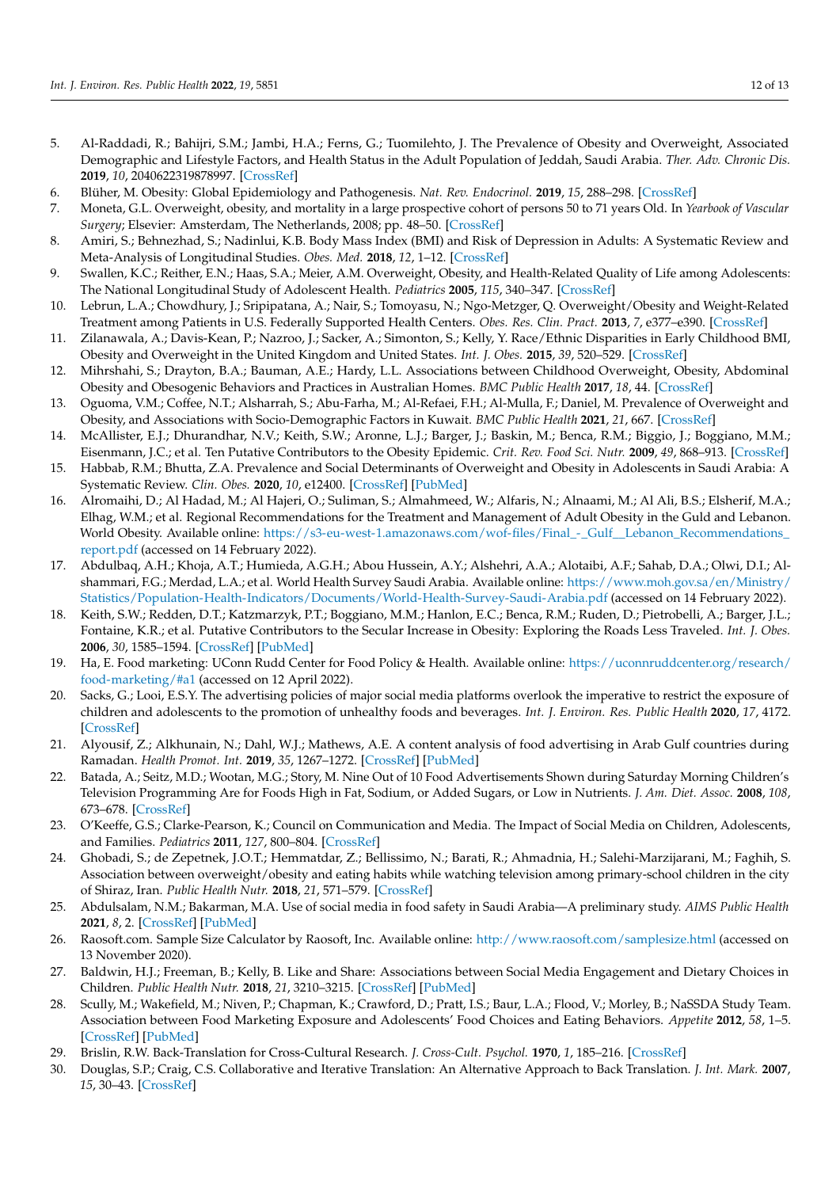5. Al-Raddadi, R.; Bahijri, S.M.; Jambi, H.A.; Ferns, G.; Tuomilehto, J. The Prevalence of Obesity and Overweight, Associated Demographic and Lifestyle Factors, and Health Status in the Adult Population of Jeddah, Saudi Arabia. *Ther. Adv. Chronic Dis.* **2019**, *10*, 2040622319878997. [CrossRef]
6. Blüher, M. Obesity: Global Epidemiology and Pathogenesis. *Nat. Rev. Endocrinol.* **2019**, *15*, 288–298. [CrossRef]
7. Moneta, G.L. Overweight, obesity, and mortality in a large prospective cohort of persons 50 to 71 years Old. In *Yearbook of Vascular Surgery*; Elsevier: Amsterdam, The Netherlands, 2008; pp. 48–50. [CrossRef]
8. Amiri, S.; Behnezhad, S.; Nadinlui, K.B. Body Mass Index (BMI) and Risk of Depression in Adults: A Systematic Review and Meta-Analysis of Longitudinal Studies. *Obes. Med.* **2018**, *12*, 1–12. [CrossRef]
9. Swallen, K.C.; Reither, E.N.; Haas, S.A.; Meier, A.M. Overweight, Obesity, and Health-Related Quality of Life among Adolescents: The National Longitudinal Study of Adolescent Health. *Pediatrics* **2005**, *115*, 340–347. [CrossRef]
10. Lebrun, L.A.; Chowdhury, J.; Sripipatana, A.; Nair, S.; Tomoyasu, N.; Ngo-Metzger, Q. Overweight/Obesity and Weight-Related Treatment among Patients in U.S. Federally Supported Health Centers. *Obes. Res. Clin. Pract.* **2013**, *7*, e377–e390. [CrossRef]
11. Zilanawala, A.; Davis-Kean, P.; Nazroo, J.; Sacker, A.; Simonton, S.; Kelly, Y. Race/Ethnic Disparities in Early Childhood BMI, Obesity and Overweight in the United Kingdom and United States. *Int. J. Obes.* **2015**, *39*, 520–529. [CrossRef]
12. Mihrshahi, S.; Drayton, B.A.; Bauman, A.E.; Hardy, L.L. Associations between Childhood Overweight, Obesity, Abdominal Obesity and Obesogenic Behaviors and Practices in Australian Homes. *BMC Public Health* **2017**, *18*, 44. [CrossRef]
13. Oguoma, V.M.; Coffee, N.T.; Alsharrah, S.; Abu-Farha, M.; Al-Refaei, F.H.; Al-Mulla, F.; Daniel, M. Prevalence of Overweight and Obesity, and Associations with Socio-Demographic Factors in Kuwait. *BMC Public Health* **2021**, *21*, 667. [CrossRef]
14. McAllister, E.J.; Dhurandhar, N.V.; Keith, S.W.; Aronne, L.J.; Barger, J.; Baskin, M.; Benca, R.M.; Biggio, J.; Boggiano, M.M.; Eisenmann, J.C.; et al. Ten Putative Contributors to the Obesity Epidemic. *Crit. Rev. Food Sci. Nutr.* **2009**, *49*, 868–913. [CrossRef]
15. Habbab, R.M.; Bhutta, Z.A. Prevalence and Social Determinants of Overweight and Obesity in Adolescents in Saudi Arabia: A Systematic Review. *Clin. Obes.* **2020**, *10*, e12400. [CrossRef] [PubMed]
16. Alromaihi, D.; Al Hadad, M.; Al Hajeri, O.; Suliman, S.; Almahmeed, W.; Alfaris, N.; Alnaami, M.; Al Ali, B.S.; Elsherif, M.A.; Elhag, W.M.; et al. Regional Recommendations for the Treatment and Management of Adult Obesity in the Guld and Lebanon. World Obesity. Available online: https://s3-eu-west-1.amazonaws.com/wof-files/Final_-_Gulf__Lebanon_Recommendations_report.pdf (accessed on 14 February 2022).
17. Abdulbaq, A.H.; Khoja, A.T.; Humieda, A.G.H.; Abou Hussein, A.Y.; Alshehri, A.A.; Alotaibi, A.F.; Sahab, D.A.; Olwi, D.I.; Al-shammari, F.G.; Merdad, L.A.; et al. World Health Survey Saudi Arabia. Available online: https://www.moh.gov.sa/en/Ministry/Statistics/Population-Health-Indicators/Documents/World-Health-Survey-Saudi-Arabia.pdf (accessed on 14 February 2022).
18. Keith, S.W.; Redden, D.T.; Katzmarzyk, P.T.; Boggiano, M.M.; Hanlon, E.C.; Benca, R.M.; Ruden, D.; Pietrobelli, A.; Barger, J.L.; Fontaine, K.R.; et al. Putative Contributors to the Secular Increase in Obesity: Exploring the Roads Less Traveled. *Int. J. Obes.* **2006**, *30*, 1585–1594. [CrossRef] [PubMed]
19. Ha, E. Food marketing: UConn Rudd Center for Food Policy & Health. Available online: https://uconnruddcenter.org/research/food-marketing/#a1 (accessed on 12 April 2022).
20. Sacks, G.; Looi, E.S.Y. The advertising policies of major social media platforms overlook the imperative to restrict the exposure of children and adolescents to the promotion of unhealthy foods and beverages. *Int. J. Environ. Res. Public Health* **2020**, *17*, 4172. [CrossRef]
21. Alyousif, Z.; Alkhunain, N.; Dahl, W.J.; Mathews, A.E. A content analysis of food advertising in Arab Gulf countries during Ramadan. *Health Promot. Int.* **2019**, *35*, 1267–1272. [CrossRef] [PubMed]
22. Batada, A.; Seitz, M.D.; Wootan, M.G.; Story, M. Nine Out of 10 Food Advertisements Shown during Saturday Morning Children's Television Programming Are for Foods High in Fat, Sodium, or Added Sugars, or Low in Nutrients. *J. Am. Diet. Assoc.* **2008**, *108*, 673–678. [CrossRef]
23. O'Keeffe, G.S.; Clarke-Pearson, K.; Council on Communication and Media. The Impact of Social Media on Children, Adolescents, and Families. *Pediatrics* **2011**, *127*, 800–804. [CrossRef]
24. Ghobadi, S.; de Zepetnek, J.O.T.; Hemmatdar, Z.; Bellissimo, N.; Barati, R.; Ahmadnia, H.; Salehi-Marzijarani, M.; Faghih, S. Association between overweight/obesity and eating habits while watching television among primary-school children in the city of Shiraz, Iran. *Public Health Nutr.* **2018**, *21*, 571–579. [CrossRef]
25. Abdulsalam, N.M.; Bakarman, M.A. Use of social media in food safety in Saudi Arabia—A preliminary study. *AIMS Public Health* **2021**, *8*, 2. [CrossRef] [PubMed]
26. Raosoft.com. Sample Size Calculator by Raosoft, Inc. Available online: http://www.raosoft.com/samplesize.html (accessed on 13 November 2020).
27. Baldwin, H.J.; Freeman, B.; Kelly, B. Like and Share: Associations between Social Media Engagement and Dietary Choices in Children. *Public Health Nutr.* **2018**, *21*, 3210–3215. [CrossRef] [PubMed]
28. Scully, M.; Wakefield, M.; Niven, P.; Chapman, K.; Crawford, D.; Pratt, I.S.; Baur, L.A.; Flood, V.; Morley, B.; NaSSDA Study Team. Association between Food Marketing Exposure and Adolescents' Food Choices and Eating Behaviors. *Appetite* **2012**, *58*, 1–5. [CrossRef] [PubMed]
29. Brislin, R.W. Back-Translation for Cross-Cultural Research. *J. Cross-Cult. Psychol.* **1970**, *1*, 185–216. [CrossRef]
30. Douglas, S.P.; Craig, C.S. Collaborative and Iterative Translation: An Alternative Approach to Back Translation. *J. Int. Mark.* **2007**, *15*, 30–43. [CrossRef]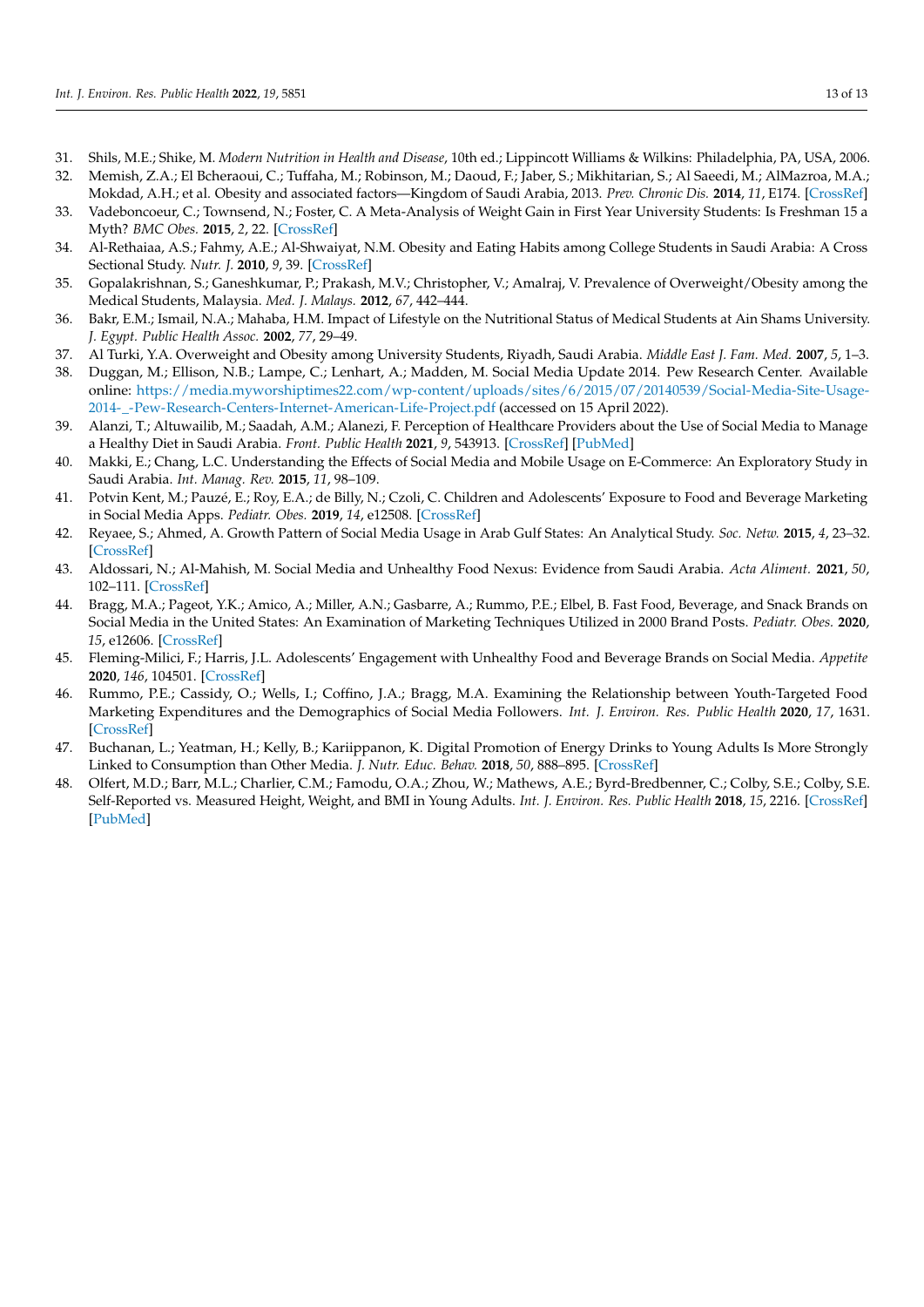31. Shils, M.E.; Shike, M. *Modern Nutrition in Health and Disease*, 10th ed.; Lippincott Williams & Wilkins: Philadelphia, PA, USA, 2006.
32. Memish, Z.A.; El Bcheraoui, C.; Tuffaha, M.; Robinson, M.; Daoud, F.; Jaber, S.; Mikhitarian, S.; Al Saeedi, M.; AlMazroa, M.A.; Mokdad, A.H.; et al. Obesity and associated factors—Kingdom of Saudi Arabia, 2013. *Prev. Chronic Dis.* **2014**, *11*, E174. [CrossRef]
33. Vadeboncoeur, C.; Townsend, N.; Foster, C. A Meta-Analysis of Weight Gain in First Year University Students: Is Freshman 15 a Myth? *BMC Obes.* **2015**, *2*, 22. [CrossRef]
34. Al-Rethaiaa, A.S.; Fahmy, A.E.; Al-Shwaiyat, N.M. Obesity and Eating Habits among College Students in Saudi Arabia: A Cross Sectional Study. *Nutr. J.* **2010**, *9*, 39. [CrossRef]
35. Gopalakrishnan, S.; Ganeshkumar, P.; Prakash, M.V.; Christopher, V.; Amalraj, V. Prevalence of Overweight/Obesity among the Medical Students, Malaysia. *Med. J. Malays.* **2012**, *67*, 442–444.
36. Bakr, E.M.; Ismail, N.A.; Mahaba, H.M. Impact of Lifestyle on the Nutritional Status of Medical Students at Ain Shams University. *J. Egypt. Public Health Assoc.* **2002**, *77*, 29–49.
37. Al Turki, Y.A. Overweight and Obesity among University Students, Riyadh, Saudi Arabia. *Middle East J. Fam. Med.* **2007**, *5*, 1–3.
38. Duggan, M.; Ellison, N.B.; Lampe, C.; Lenhart, A.; Madden, M. Social Media Update 2014. Pew Research Center. Available online: https://media.myworshiptimes22.com/wp-content/uploads/sites/6/2015/07/20140539/Social-Media-Site-Usage-2014-_-Pew-Research-Centers-Internet-American-Life-Project.pdf (accessed on 15 April 2022).
39. Alanzi, T.; Altuwailib, M.; Saadah, A.M.; Alanezi, F. Perception of Healthcare Providers about the Use of Social Media to Manage a Healthy Diet in Saudi Arabia. *Front. Public Health* **2021**, *9*, 543913. [CrossRef] [PubMed]
40. Makki, E.; Chang, L.C. Understanding the Effects of Social Media and Mobile Usage on E-Commerce: An Exploratory Study in Saudi Arabia. *Int. Manag. Rev.* **2015**, *11*, 98–109.
41. Potvin Kent, M.; Pauzé, E.; Roy, E.A.; de Billy, N.; Czoli, C. Children and Adolescents' Exposure to Food and Beverage Marketing in Social Media Apps. *Pediatr. Obes.* **2019**, *14*, e12508. [CrossRef]
42. Reyaee, S.; Ahmed, A. Growth Pattern of Social Media Usage in Arab Gulf States: An Analytical Study. *Soc. Netw.* **2015**, *4*, 23–32. [CrossRef]
43. Aldossari, N.; Al-Mahish, M. Social Media and Unhealthy Food Nexus: Evidence from Saudi Arabia. *Acta Aliment.* **2021**, *50*, 102–111. [CrossRef]
44. Bragg, M.A.; Pageot, Y.K.; Amico, A.; Miller, A.N.; Gasbarre, A.; Rummo, P.E.; Elbel, B. Fast Food, Beverage, and Snack Brands on Social Media in the United States: An Examination of Marketing Techniques Utilized in 2000 Brand Posts. *Pediatr. Obes.* **2020**, *15*, e12606. [CrossRef]
45. Fleming-Milici, F.; Harris, J.L. Adolescents' Engagement with Unhealthy Food and Beverage Brands on Social Media. *Appetite* **2020**, *146*, 104501. [CrossRef]
46. Rummo, P.E.; Cassidy, O.; Wells, I.; Coffino, J.A.; Bragg, M.A. Examining the Relationship between Youth-Targeted Food Marketing Expenditures and the Demographics of Social Media Followers. *Int. J. Environ. Res. Public Health* **2020**, *17*, 1631. [CrossRef]
47. Buchanan, L.; Yeatman, H.; Kelly, B.; Kariippanon, K. Digital Promotion of Energy Drinks to Young Adults Is More Strongly Linked to Consumption than Other Media. *J. Nutr. Educ. Behav.* **2018**, *50*, 888–895. [CrossRef]
48. Olfert, M.D.; Barr, M.L.; Charlier, C.M.; Famodu, O.A.; Zhou, W.; Mathews, A.E.; Byrd-Bredbenner, C.; Colby, S.E.; Colby, S.E. Self-Reported vs. Measured Height, Weight, and BMI in Young Adults. *Int. J. Environ. Res. Public Health* **2018**, *15*, 2216. [CrossRef] [PubMed]